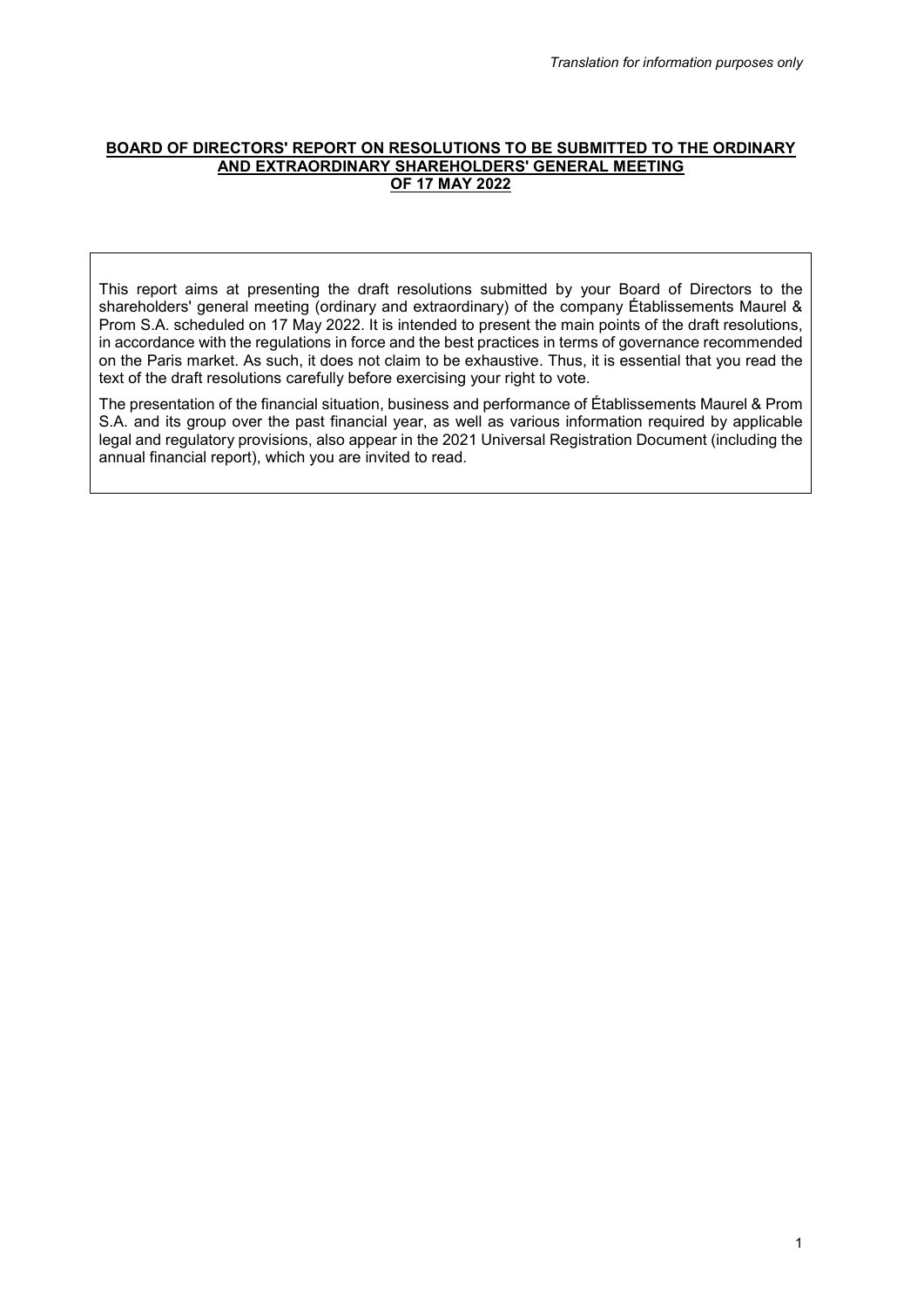*Translation for information purposes only*

# BOARD OF DIRECTORS' REPORT ON RESOLUTIONS TO BE SUBMITTED TO THE ORDINARY AND EXTRAORDINARY SHAREHOLDERS' GENERAL MEETING OF 17 MAY 2022

This report aims at presenting the draft resolutions submitted by your Board of Directors to the shareholders' general meeting (ordinary and extraordinary) of the company Établissements Maurel & Prom S.A. scheduled on 17 May 2022. It is intended to present the main points of the draft resolutions, in accordance with the regulations in force and the best practices in terms of governance recommended on the Paris market. As such, it does not claim to be exhaustive. Thus, it is essential that you read the text of the draft resolutions carefully before exercising your right to vote.

The presentation of the financial situation, business and performance of Établissements Maurel & Prom S.A. and its group over the past financial year, as well as various information required by applicable legal and regulatory provisions, also appear in the 2021 Universal Registration Document (including the annual financial report), which you are invited to read.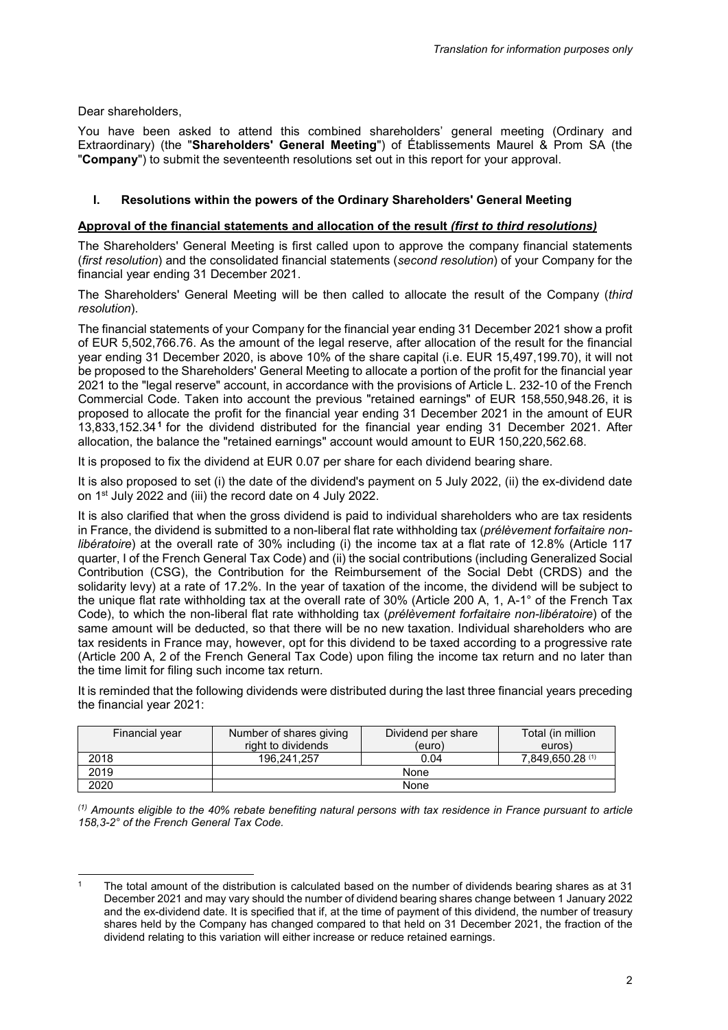Dear shareholders,

You have been asked to attend this combined shareholders' general meeting (Ordinary and Extraordinary) (the "**Shareholders' General Meeting**") of Établissements Maurel & Prom SA (the "**Company**") to submit the seventeenth resolutions set out in this report for your approval.

## I. Resolutions within the powers of the Ordinary Shareholders' General Meeting

**Approval of the financial statements and allocation of the result *(first to third resolutions)***

The Shareholders' General Meeting is first called upon to approve the company financial statements (*first resolution*) and the consolidated financial statements (*second resolution*) of your Company for the financial year ending 31 December 2021.

The Shareholders' General Meeting will be then called to allocate the result of the Company (*third resolution*).

The financial statements of your Company for the financial year ending 31 December 2021 show a profit of EUR 5,502,766.76. As the amount of the legal reserve, after allocation of the result for the financial year ending 31 December 2020, is above 10% of the share capital (i.e. EUR 15,497,199.70), it will not be proposed to the Shareholders' General Meeting to allocate a portion of the profit for the financial year 2021 to the "legal reserve" account, in accordance with the provisions of Article L. 232-10 of the French Commercial Code. Taken into account the previous "retained earnings" of EUR 158,550,948.26, it is proposed to allocate the profit for the financial year ending 31 December 2021 in the amount of EUR 13,833,152.34[1] for the dividend distributed for the financial year ending 31 December 2021. After allocation, the balance the "retained earnings" account would amount to EUR 150,220,562.68.

It is proposed to fix the dividend at EUR 0.07 per share for each dividend bearing share.

It is also proposed to set (i) the date of the dividend's payment on 5 July 2022, (ii) the ex-dividend date on 1st July 2022 and (iii) the record date on 4 July 2022.

It is also clarified that when the gross dividend is paid to individual shareholders who are tax residents in France, the dividend is submitted to a non-liberal flat rate withholding tax (*prélèvement forfaitaire non-libératoire*) at the overall rate of 30% including (i) the income tax at a flat rate of 12.8% (Article 117 quarter, I of the French General Tax Code) and (ii) the social contributions (including Generalized Social Contribution (CSG), the Contribution for the Reimbursement of the Social Debt (CRDS) and the solidarity levy) at a rate of 17.2%. In the year of taxation of the income, the dividend will be subject to the unique flat rate withholding tax at the overall rate of 30% (Article 200 A, 1, A-1° of the French Tax Code), to which the non-liberal flat rate withholding tax (*prélèvement forfaitaire non-libératoire*) of the same amount will be deducted, so that there will be no new taxation. Individual shareholders who are tax residents in France may, however, opt for this dividend to be taxed according to a progressive rate (Article 200 A, 2 of the French General Tax Code) upon filing the income tax return and no later than the time limit for filing such income tax return.

It is reminded that the following dividends were distributed during the last three financial years preceding the financial year 2021:

| Financial year | Number of shares giving right to dividends | Dividend per share (euro) | Total (in million euros) |
|---|---|---|---|
| 2018 | 196,241,257 | 0.04 | 7,849,650.28 (1) |
| 2019 | None | | |
| 2020 | None | | |

*(1) Amounts eligible to the 40% rebate benefiting natural persons with tax residence in France pursuant to article 158,3-2° of the French General Tax Code.*

[1] The total amount of the distribution is calculated based on the number of dividends bearing shares as at 31 December 2021 and may vary should the number of dividend bearing shares change between 1 January 2022 and the ex-dividend date. It is specified that if, at the time of payment of this dividend, the number of treasury shares held by the Company has changed compared to that held on 31 December 2021, the fraction of the dividend relating to this variation will either increase or reduce retained earnings.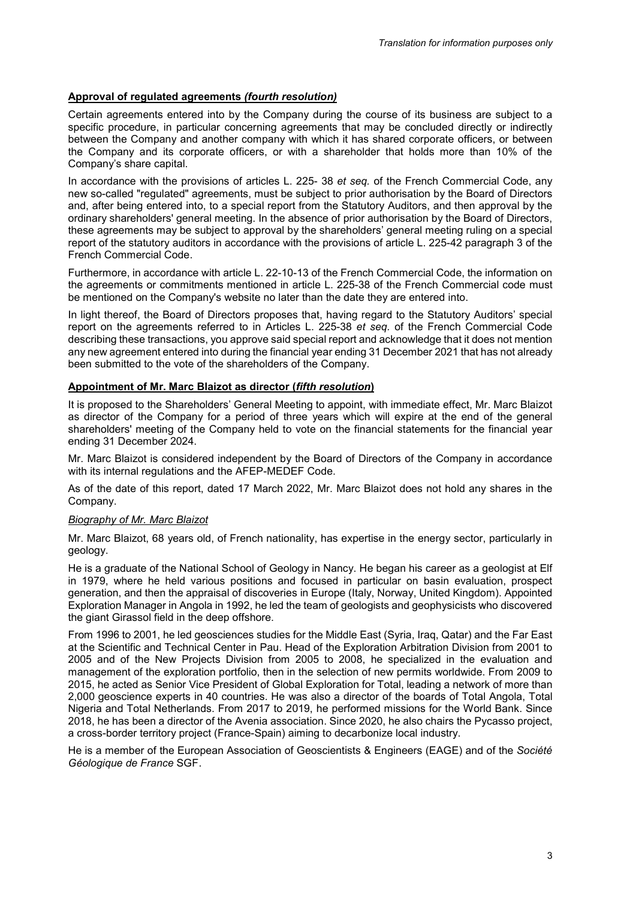**Approval of regulated agreements *(fourth resolution)***

Certain agreements entered into by the Company during the course of its business are subject to a specific procedure, in particular concerning agreements that may be concluded directly or indirectly between the Company and another company with which it has shared corporate officers, or between the Company and its corporate officers, or with a shareholder that holds more than 10% of the Company's share capital.

In accordance with the provisions of articles L. 225- 38 *et seq.* of the French Commercial Code, any new so-called "regulated" agreements, must be subject to prior authorisation by the Board of Directors and, after being entered into, to a special report from the Statutory Auditors, and then approval by the ordinary shareholders' general meeting. In the absence of prior authorisation by the Board of Directors, these agreements may be subject to approval by the shareholders' general meeting ruling on a special report of the statutory auditors in accordance with the provisions of article L. 225-42 paragraph 3 of the French Commercial Code.

Furthermore, in accordance with article L. 22-10-13 of the French Commercial Code, the information on the agreements or commitments mentioned in article L. 225-38 of the French Commercial code must be mentioned on the Company's website no later than the date they are entered into.

In light thereof, the Board of Directors proposes that, having regard to the Statutory Auditors' special report on the agreements referred to in Articles L. 225-38 *et seq.* of the French Commercial Code describing these transactions, you approve said special report and acknowledge that it does not mention any new agreement entered into during the financial year ending 31 December 2021 that has not already been submitted to the vote of the shareholders of the Company.

**Appointment of Mr. Marc Blaizot as director (*fifth resolution*)**

It is proposed to the Shareholders' General Meeting to appoint, with immediate effect, Mr. Marc Blaizot as director of the Company for a period of three years which will expire at the end of the general shareholders' meeting of the Company held to vote on the financial statements for the financial year ending 31 December 2024.

Mr. Marc Blaizot is considered independent by the Board of Directors of the Company in accordance with its internal regulations and the AFEP-MEDEF Code.

As of the date of this report, dated 17 March 2022, Mr. Marc Blaizot does not hold any shares in the Company.

*Biography of Mr. Marc Blaizot*

Mr. Marc Blaizot, 68 years old, of French nationality, has expertise in the energy sector, particularly in geology.

He is a graduate of the National School of Geology in Nancy. He began his career as a geologist at Elf in 1979, where he held various positions and focused in particular on basin evaluation, prospect generation, and then the appraisal of discoveries in Europe (Italy, Norway, United Kingdom). Appointed Exploration Manager in Angola in 1992, he led the team of geologists and geophysicists who discovered the giant Girassol field in the deep offshore.

From 1996 to 2001, he led geosciences studies for the Middle East (Syria, Iraq, Qatar) and the Far East at the Scientific and Technical Center in Pau. Head of the Exploration Arbitration Division from 2001 to 2005 and of the New Projects Division from 2005 to 2008, he specialized in the evaluation and management of the exploration portfolio, then in the selection of new permits worldwide. From 2009 to 2015, he acted as Senior Vice President of Global Exploration for Total, leading a network of more than 2,000 geoscience experts in 40 countries. He was also a director of the boards of Total Angola, Total Nigeria and Total Netherlands. From 2017 to 2019, he performed missions for the World Bank. Since 2018, he has been a director of the Avenia association. Since 2020, he also chairs the Pycasso project, a cross-border territory project (France-Spain) aiming to decarbonize local industry.

He is a member of the European Association of Geoscientists & Engineers (EAGE) and of the *Société Géologique de France* SGF.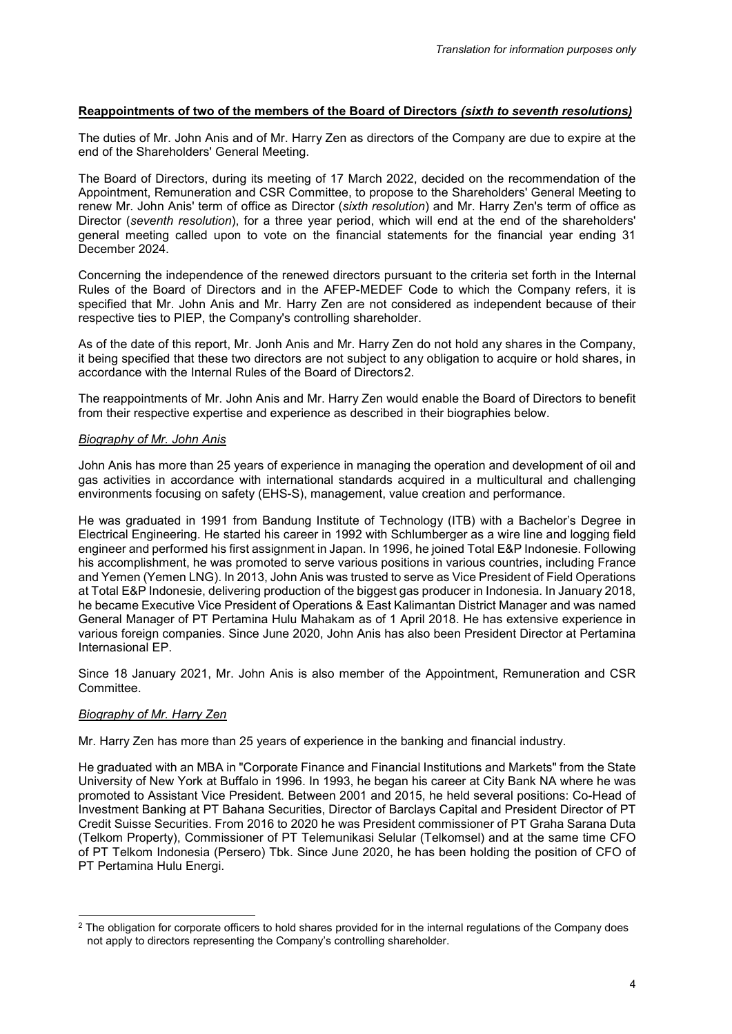*Translation for information purposes only*

**Reappointments of two of the members of the Board of Directors** ***(sixth to seventh resolutions)***

The duties of Mr. John Anis and of Mr. Harry Zen as directors of the Company are due to expire at the end of the Shareholders' General Meeting.

The Board of Directors, during its meeting of 17 March 2022, decided on the recommendation of the Appointment, Remuneration and CSR Committee, to propose to the Shareholders' General Meeting to renew Mr. John Anis' term of office as Director (*sixth resolution*) and Mr. Harry Zen's term of office as Director (*seventh resolution*), for a three year period, which will end at the end of the shareholders' general meeting called upon to vote on the financial statements for the financial year ending 31 December 2024.

Concerning the independence of the renewed directors pursuant to the criteria set forth in the Internal Rules of the Board of Directors and in the AFEP-MEDEF Code to which the Company refers, it is specified that Mr. John Anis and Mr. Harry Zen are not considered as independent because of their respective ties to PIEP, the Company's controlling shareholder.

As of the date of this report, Mr. Jonh Anis and Mr. Harry Zen do not hold any shares in the Company, it being specified that these two directors are not subject to any obligation to acquire or hold shares, in accordance with the Internal Rules of the Board of Directors[2].

The reappointments of Mr. John Anis and Mr. Harry Zen would enable the Board of Directors to benefit from their respective expertise and experience as described in their biographies below.

*Biography of Mr. John Anis*

John Anis has more than 25 years of experience in managing the operation and development of oil and gas activities in accordance with international standards acquired in a multicultural and challenging environments focusing on safety (EHS-S), management, value creation and performance.

He was graduated in 1991 from Bandung Institute of Technology (ITB) with a Bachelor's Degree in Electrical Engineering. He started his career in 1992 with Schlumberger as a wire line and logging field engineer and performed his first assignment in Japan. In 1996, he joined Total E&P Indonesie. Following his accomplishment, he was promoted to serve various positions in various countries, including France and Yemen (Yemen LNG). In 2013, John Anis was trusted to serve as Vice President of Field Operations at Total E&P Indonesie, delivering production of the biggest gas producer in Indonesia. In January 2018, he became Executive Vice President of Operations & East Kalimantan District Manager and was named General Manager of PT Pertamina Hulu Mahakam as of 1 April 2018. He has extensive experience in various foreign companies. Since June 2020, John Anis has also been President Director at Pertamina Internasional EP.

Since 18 January 2021, Mr. John Anis is also member of the Appointment, Remuneration and CSR Committee.

*Biography of Mr. Harry Zen*

Mr. Harry Zen has more than 25 years of experience in the banking and financial industry.

He graduated with an MBA in "Corporate Finance and Financial Institutions and Markets" from the State University of New York at Buffalo in 1996. In 1993, he began his career at City Bank NA where he was promoted to Assistant Vice President. Between 2001 and 2015, he held several positions: Co-Head of Investment Banking at PT Bahana Securities, Director of Barclays Capital and President Director of PT Credit Suisse Securities. From 2016 to 2020 he was President commissioner of PT Graha Sarana Duta (Telkom Property), Commissioner of PT Telemunikasi Selular (Telkomsel) and at the same time CFO of PT Telkom Indonesia (Persero) Tbk. Since June 2020, he has been holding the position of CFO of PT Pertamina Hulu Energi.

---

[2] The obligation for corporate officers to hold shares provided for in the internal regulations of the Company does not apply to directors representing the Company's controlling shareholder.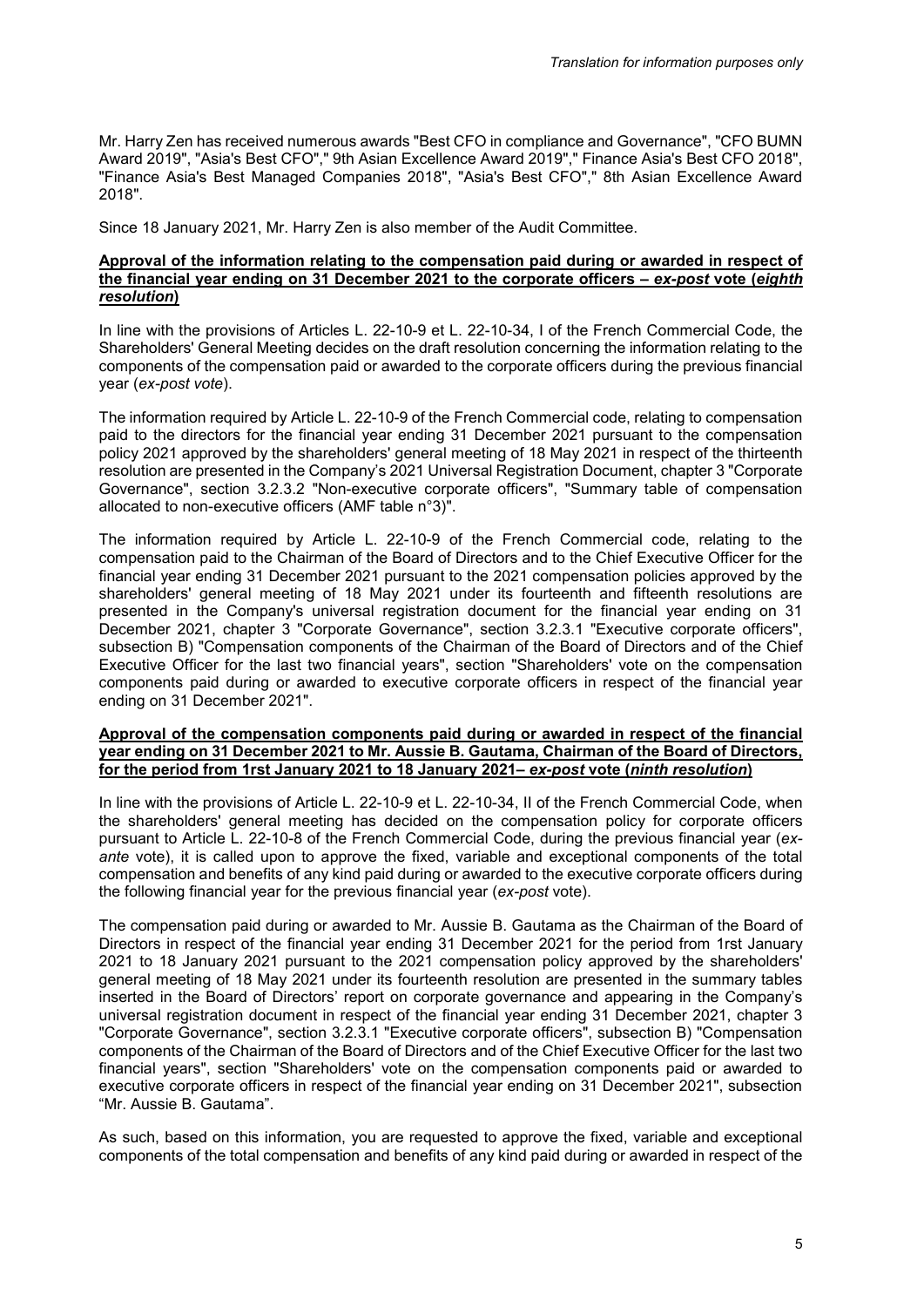Mr. Harry Zen has received numerous awards "Best CFO in compliance and Governance", "CFO BUMN Award 2019", "Asia's Best CFO"," 9th Asian Excellence Award 2019"," Finance Asia's Best CFO 2018", "Finance Asia's Best Managed Companies 2018", "Asia's Best CFO"," 8th Asian Excellence Award 2018".

Since 18 January 2021, Mr. Harry Zen is also member of the Audit Committee.

**Approval of the information relating to the compensation paid during or awarded in respect of the financial year ending on 31 December 2021 to the corporate officers – *ex-post* vote (*eighth resolution*)**

In line with the provisions of Articles L. 22-10-9 et L. 22-10-34, I of the French Commercial Code, the Shareholders' General Meeting decides on the draft resolution concerning the information relating to the components of the compensation paid or awarded to the corporate officers during the previous financial year (*ex-post vote*).

The information required by Article L. 22-10-9 of the French Commercial code, relating to compensation paid to the directors for the financial year ending 31 December 2021 pursuant to the compensation policy 2021 approved by the shareholders' general meeting of 18 May 2021 in respect of the thirteenth resolution are presented in the Company's 2021 Universal Registration Document, chapter 3 "Corporate Governance", section 3.2.3.2 "Non-executive corporate officers", "Summary table of compensation allocated to non-executive officers (AMF table n°3)".

The information required by Article L. 22-10-9 of the French Commercial code, relating to the compensation paid to the Chairman of the Board of Directors and to the Chief Executive Officer for the financial year ending 31 December 2021 pursuant to the 2021 compensation policies approved by the shareholders' general meeting of 18 May 2021 under its fourteenth and fifteenth resolutions are presented in the Company's universal registration document for the financial year ending on 31 December 2021, chapter 3 "Corporate Governance", section 3.2.3.1 "Executive corporate officers", subsection B) "Compensation components of the Chairman of the Board of Directors and of the Chief Executive Officer for the last two financial years", section "Shareholders' vote on the compensation components paid during or awarded to executive corporate officers in respect of the financial year ending on 31 December 2021".

**Approval of the compensation components paid during or awarded in respect of the financial year ending on 31 December 2021 to Mr. Aussie B. Gautama, Chairman of the Board of Directors, for the period from 1rst January 2021 to 18 January 2021– *ex-post* vote (*ninth resolution*)**

In line with the provisions of Article L. 22-10-9 et L. 22-10-34, II of the French Commercial Code, when the shareholders' general meeting has decided on the compensation policy for corporate officers pursuant to Article L. 22-10-8 of the French Commercial Code, during the previous financial year (*ex-ante* vote), it is called upon to approve the fixed, variable and exceptional components of the total compensation and benefits of any kind paid during or awarded to the executive corporate officers during the following financial year for the previous financial year (*ex-post* vote).

The compensation paid during or awarded to Mr. Aussie B. Gautama as the Chairman of the Board of Directors in respect of the financial year ending 31 December 2021 for the period from 1rst January 2021 to 18 January 2021 pursuant to the 2021 compensation policy approved by the shareholders' general meeting of 18 May 2021 under its fourteenth resolution are presented in the summary tables inserted in the Board of Directors' report on corporate governance and appearing in the Company's universal registration document in respect of the financial year ending 31 December 2021, chapter 3 "Corporate Governance", section 3.2.3.1 "Executive corporate officers", subsection B) "Compensation components of the Chairman of the Board of Directors and of the Chief Executive Officer for the last two financial years", section "Shareholders' vote on the compensation components paid or awarded to executive corporate officers in respect of the financial year ending on 31 December 2021", subsection "Mr. Aussie B. Gautama".

As such, based on this information, you are requested to approve the fixed, variable and exceptional components of the total compensation and benefits of any kind paid during or awarded in respect of the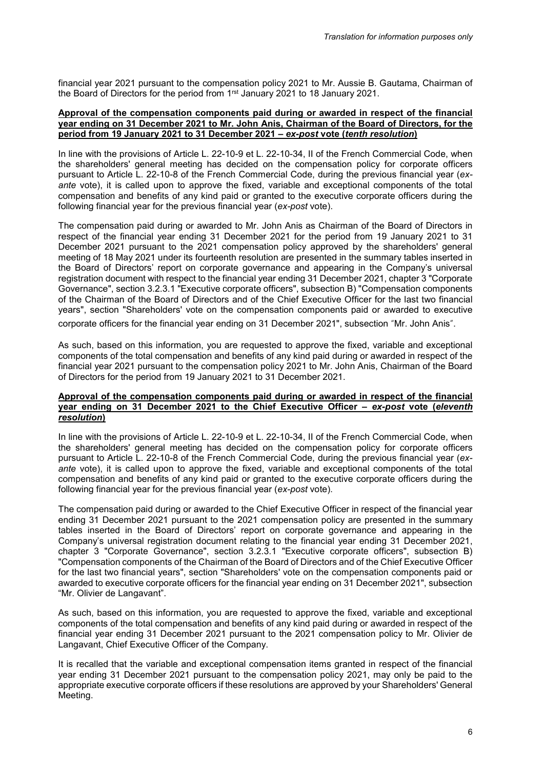financial year 2021 pursuant to the compensation policy 2021 to Mr. Aussie B. Gautama, Chairman of the Board of Directors for the period from 1rst January 2021 to 18 January 2021.

**Approval of the compensation components paid during or awarded in respect of the financial year ending on 31 December 2021 to Mr. John Anis, Chairman of the Board of Directors, for the period from 19 January 2021 to 31 December 2021 – *ex-post* vote (*tenth resolution*)**

In line with the provisions of Article L. 22-10-9 et L. 22-10-34, II of the French Commercial Code, when the shareholders' general meeting has decided on the compensation policy for corporate officers pursuant to Article L. 22-10-8 of the French Commercial Code, during the previous financial year (*ex-ante* vote), it is called upon to approve the fixed, variable and exceptional components of the total compensation and benefits of any kind paid or granted to the executive corporate officers during the following financial year for the previous financial year (*ex-post* vote).

The compensation paid during or awarded to Mr. John Anis as Chairman of the Board of Directors in respect of the financial year ending 31 December 2021 for the period from 19 January 2021 to 31 December 2021 pursuant to the 2021 compensation policy approved by the shareholders' general meeting of 18 May 2021 under its fourteenth resolution are presented in the summary tables inserted in the Board of Directors' report on corporate governance and appearing in the Company's universal registration document with respect to the financial year ending 31 December 2021, chapter 3 "Corporate Governance", section 3.2.3.1 "Executive corporate officers", subsection B) "Compensation components of the Chairman of the Board of Directors and of the Chief Executive Officer for the last two financial years", section "Shareholders' vote on the compensation components paid or awarded to executive corporate officers for the financial year ending on 31 December 2021", subsection "Mr. John Anis".

As such, based on this information, you are requested to approve the fixed, variable and exceptional components of the total compensation and benefits of any kind paid during or awarded in respect of the financial year 2021 pursuant to the compensation policy 2021 to Mr. John Anis, Chairman of the Board of Directors for the period from 19 January 2021 to 31 December 2021.

**Approval of the compensation components paid during or awarded in respect of the financial year ending on 31 December 2021 to the Chief Executive Officer – *ex-post* vote (*eleventh resolution*)**

In line with the provisions of Article L. 22-10-9 et L. 22-10-34, II of the French Commercial Code, when the shareholders' general meeting has decided on the compensation policy for corporate officers pursuant to Article L. 22-10-8 of the French Commercial Code, during the previous financial year (*ex-ante* vote), it is called upon to approve the fixed, variable and exceptional components of the total compensation and benefits of any kind paid or granted to the executive corporate officers during the following financial year for the previous financial year (*ex-post* vote).

The compensation paid during or awarded to the Chief Executive Officer in respect of the financial year ending 31 December 2021 pursuant to the 2021 compensation policy are presented in the summary tables inserted in the Board of Directors' report on corporate governance and appearing in the Company's universal registration document relating to the financial year ending 31 December 2021, chapter 3 "Corporate Governance", section 3.2.3.1 "Executive corporate officers", subsection B) "Compensation components of the Chairman of the Board of Directors and of the Chief Executive Officer for the last two financial years", section "Shareholders' vote on the compensation components paid or awarded to executive corporate officers for the financial year ending on 31 December 2021", subsection "Mr. Olivier de Langavant".

As such, based on this information, you are requested to approve the fixed, variable and exceptional components of the total compensation and benefits of any kind paid during or awarded in respect of the financial year ending 31 December 2021 pursuant to the 2021 compensation policy to Mr. Olivier de Langavant, Chief Executive Officer of the Company.

It is recalled that the variable and exceptional compensation items granted in respect of the financial year ending 31 December 2021 pursuant to the compensation policy 2021, may only be paid to the appropriate executive corporate officers if these resolutions are approved by your Shareholders' General Meeting.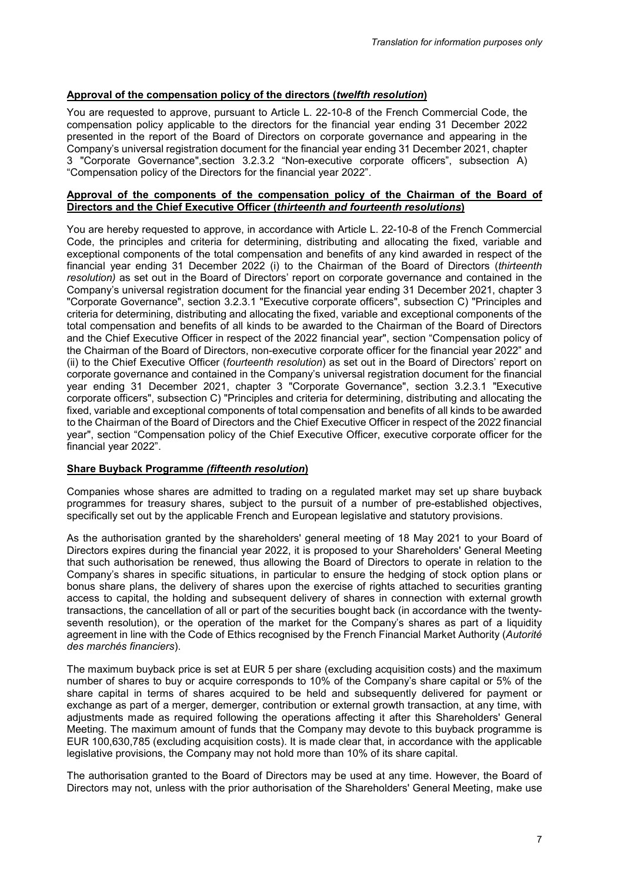*Translation for information purposes only*

**Approval of the compensation policy of the directors (*twelfth resolution*)**

You are requested to approve, pursuant to Article L. 22-10-8 of the French Commercial Code, the compensation policy applicable to the directors for the financial year ending 31 December 2022 presented in the report of the Board of Directors on corporate governance and appearing in the Company's universal registration document for the financial year ending 31 December 2021, chapter 3 "Corporate Governance",section 3.2.3.2 "Non-executive corporate officers", subsection A) "Compensation policy of the Directors for the financial year 2022".

**Approval of the components of the compensation policy of the Chairman of the Board of Directors and the Chief Executive Officer (*thirteenth and fourteenth resolutions*)**

You are hereby requested to approve, in accordance with Article L. 22-10-8 of the French Commercial Code, the principles and criteria for determining, distributing and allocating the fixed, variable and exceptional components of the total compensation and benefits of any kind awarded in respect of the financial year ending 31 December 2022 (i) to the Chairman of the Board of Directors (*thirteenth resolution)* as set out in the Board of Directors' report on corporate governance and contained in the Company's universal registration document for the financial year ending 31 December 2021, chapter 3 "Corporate Governance", section 3.2.3.1 "Executive corporate officers", subsection C) "Principles and criteria for determining, distributing and allocating the fixed, variable and exceptional components of the total compensation and benefits of all kinds to be awarded to the Chairman of the Board of Directors and the Chief Executive Officer in respect of the 2022 financial year", section "Compensation policy of the Chairman of the Board of Directors, non-executive corporate officer for the financial year 2022" and (ii) to the Chief Executive Officer (*fourteenth resolution*) as set out in the Board of Directors' report on corporate governance and contained in the Company's universal registration document for the financial year ending 31 December 2021, chapter 3 "Corporate Governance", section 3.2.3.1 "Executive corporate officers", subsection C) "Principles and criteria for determining, distributing and allocating the fixed, variable and exceptional components of total compensation and benefits of all kinds to be awarded to the Chairman of the Board of Directors and the Chief Executive Officer in respect of the 2022 financial year", section "Compensation policy of the Chief Executive Officer, executive corporate officer for the financial year 2022".

**Share Buyback Programme *(fifteenth resolution*)**

Companies whose shares are admitted to trading on a regulated market may set up share buyback programmes for treasury shares, subject to the pursuit of a number of pre-established objectives, specifically set out by the applicable French and European legislative and statutory provisions.

As the authorisation granted by the shareholders' general meeting of 18 May 2021 to your Board of Directors expires during the financial year 2022, it is proposed to your Shareholders' General Meeting that such authorisation be renewed, thus allowing the Board of Directors to operate in relation to the Company's shares in specific situations, in particular to ensure the hedging of stock option plans or bonus share plans, the delivery of shares upon the exercise of rights attached to securities granting access to capital, the holding and subsequent delivery of shares in connection with external growth transactions, the cancellation of all or part of the securities bought back (in accordance with the twenty-seventh resolution), or the operation of the market for the Company's shares as part of a liquidity agreement in line with the Code of Ethics recognised by the French Financial Market Authority (*Autorité des marchés financiers*).

The maximum buyback price is set at EUR 5 per share (excluding acquisition costs) and the maximum number of shares to buy or acquire corresponds to 10% of the Company's share capital or 5% of the share capital in terms of shares acquired to be held and subsequently delivered for payment or exchange as part of a merger, demerger, contribution or external growth transaction, at any time, with adjustments made as required following the operations affecting it after this Shareholders' General Meeting. The maximum amount of funds that the Company may devote to this buyback programme is EUR 100,630,785 (excluding acquisition costs). It is made clear that, in accordance with the applicable legislative provisions, the Company may not hold more than 10% of its share capital.

The authorisation granted to the Board of Directors may be used at any time. However, the Board of Directors may not, unless with the prior authorisation of the Shareholders' General Meeting, make use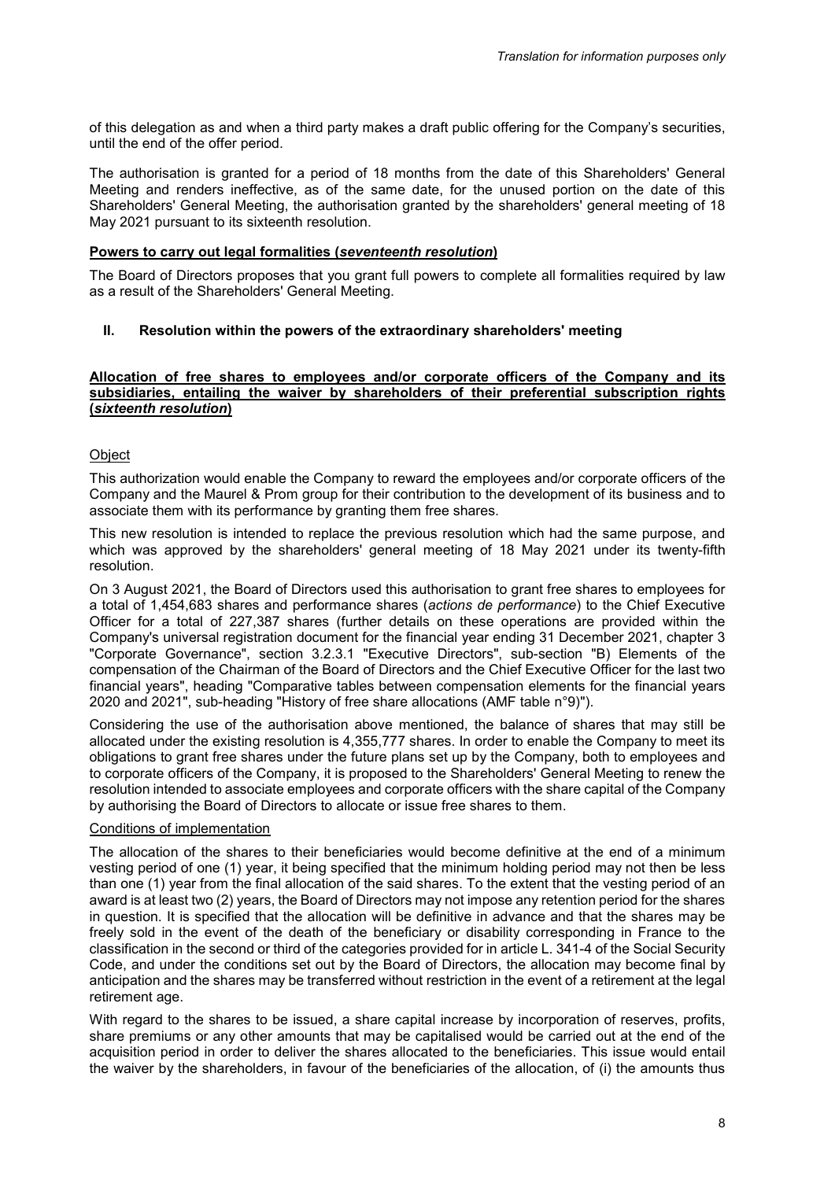of this delegation as and when a third party makes a draft public offering for the Company's securities, until the end of the offer period.

The authorisation is granted for a period of 18 months from the date of this Shareholders' General Meeting and renders ineffective, as of the same date, for the unused portion on the date of this Shareholders' General Meeting, the authorisation granted by the shareholders' general meeting of 18 May 2021 pursuant to its sixteenth resolution.

**Powers to carry out legal formalities (*seventeenth resolution*)**

The Board of Directors proposes that you grant full powers to complete all formalities required by law as a result of the Shareholders' General Meeting.

## II. Resolution within the powers of the extraordinary shareholders' meeting

**Allocation of free shares to employees and/or corporate officers of the Company and its subsidiaries, entailing the waiver by shareholders of their preferential subscription rights (*sixteenth resolution*)**

Object

This authorization would enable the Company to reward the employees and/or corporate officers of the Company and the Maurel & Prom group for their contribution to the development of its business and to associate them with its performance by granting them free shares.

This new resolution is intended to replace the previous resolution which had the same purpose, and which was approved by the shareholders' general meeting of 18 May 2021 under its twenty-fifth resolution.

On 3 August 2021, the Board of Directors used this authorisation to grant free shares to employees for a total of 1,454,683 shares and performance shares (*actions de performance*) to the Chief Executive Officer for a total of 227,387 shares (further details on these operations are provided within the Company's universal registration document for the financial year ending 31 December 2021, chapter 3 "Corporate Governance", section 3.2.3.1 "Executive Directors", sub-section "B) Elements of the compensation of the Chairman of the Board of Directors and the Chief Executive Officer for the last two financial years", heading "Comparative tables between compensation elements for the financial years 2020 and 2021", sub-heading "History of free share allocations (AMF table n°9)").

Considering the use of the authorisation above mentioned, the balance of shares that may still be allocated under the existing resolution is 4,355,777 shares. In order to enable the Company to meet its obligations to grant free shares under the future plans set up by the Company, both to employees and to corporate officers of the Company, it is proposed to the Shareholders' General Meeting to renew the resolution intended to associate employees and corporate officers with the share capital of the Company by authorising the Board of Directors to allocate or issue free shares to them.

Conditions of implementation

The allocation of the shares to their beneficiaries would become definitive at the end of a minimum vesting period of one (1) year, it being specified that the minimum holding period may not then be less than one (1) year from the final allocation of the said shares. To the extent that the vesting period of an award is at least two (2) years, the Board of Directors may not impose any retention period for the shares in question. It is specified that the allocation will be definitive in advance and that the shares may be freely sold in the event of the death of the beneficiary or disability corresponding in France to the classification in the second or third of the categories provided for in article L. 341-4 of the Social Security Code, and under the conditions set out by the Board of Directors, the allocation may become final by anticipation and the shares may be transferred without restriction in the event of a retirement at the legal retirement age.

With regard to the shares to be issued, a share capital increase by incorporation of reserves, profits, share premiums or any other amounts that may be capitalised would be carried out at the end of the acquisition period in order to deliver the shares allocated to the beneficiaries. This issue would entail the waiver by the shareholders, in favour of the beneficiaries of the allocation, of (i) the amounts thus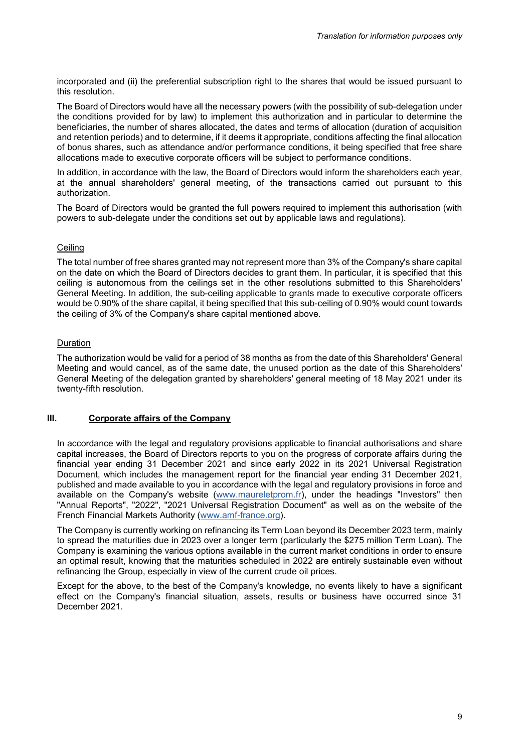incorporated and (ii) the preferential subscription right to the shares that would be issued pursuant to this resolution.

The Board of Directors would have all the necessary powers (with the possibility of sub-delegation under the conditions provided for by law) to implement this authorization and in particular to determine the beneficiaries, the number of shares allocated, the dates and terms of allocation (duration of acquisition and retention periods) and to determine, if it deems it appropriate, conditions affecting the final allocation of bonus shares, such as attendance and/or performance conditions, it being specified that free share allocations made to executive corporate officers will be subject to performance conditions.

In addition, in accordance with the law, the Board of Directors would inform the shareholders each year, at the annual shareholders' general meeting, of the transactions carried out pursuant to this authorization.

The Board of Directors would be granted the full powers required to implement this authorisation (with powers to sub-delegate under the conditions set out by applicable laws and regulations).

Ceiling

The total number of free shares granted may not represent more than 3% of the Company's share capital on the date on which the Board of Directors decides to grant them. In particular, it is specified that this ceiling is autonomous from the ceilings set in the other resolutions submitted to this Shareholders' General Meeting. In addition, the sub-ceiling applicable to grants made to executive corporate officers would be 0.90% of the share capital, it being specified that this sub-ceiling of 0.90% would count towards the ceiling of 3% of the Company's share capital mentioned above.

Duration

The authorization would be valid for a period of 38 months as from the date of this Shareholders' General Meeting and would cancel, as of the same date, the unused portion as the date of this Shareholders' General Meeting of the delegation granted by shareholders' general meeting of 18 May 2021 under its twenty-fifth resolution.

## III. Corporate affairs of the Company

In accordance with the legal and regulatory provisions applicable to financial authorisations and share capital increases, the Board of Directors reports to you on the progress of corporate affairs during the financial year ending 31 December 2021 and since early 2022 in its 2021 Universal Registration Document, which includes the management report for the financial year ending 31 December 2021, published and made available to you in accordance with the legal and regulatory provisions in force and available on the Company's website (www.maureletprom.fr), under the headings "Investors" then "Annual Reports", "2022", "2021 Universal Registration Document" as well as on the website of the French Financial Markets Authority (www.amf-france.org).

The Company is currently working on refinancing its Term Loan beyond its December 2023 term, mainly to spread the maturities due in 2023 over a longer term (particularly the $275 million Term Loan). The Company is examining the various options available in the current market conditions in order to ensure an optimal result, knowing that the maturities scheduled in 2022 are entirely sustainable even without refinancing the Group, especially in view of the current crude oil prices.

Except for the above, to the best of the Company's knowledge, no events likely to have a significant effect on the Company's financial situation, assets, results or business have occurred since 31 December 2021.